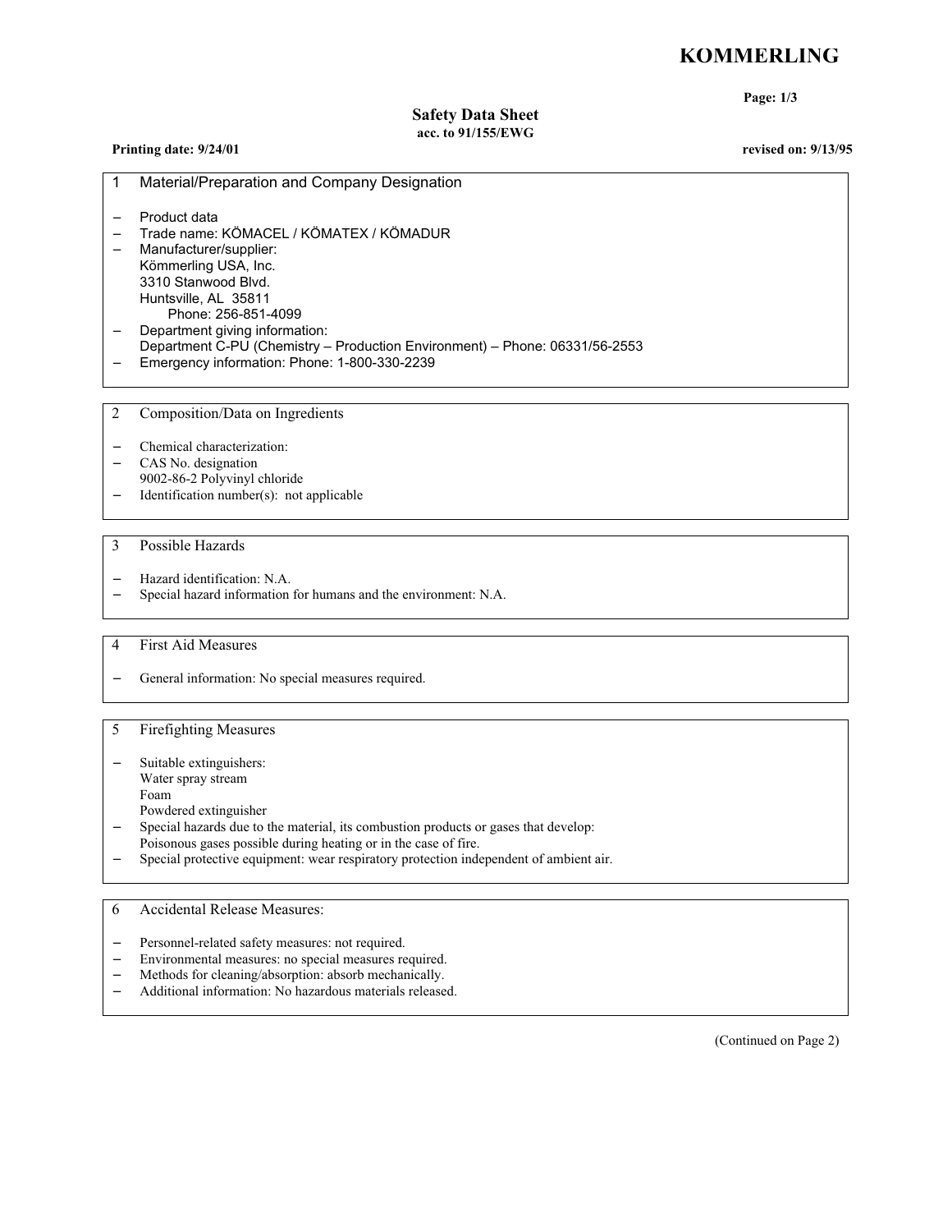# KOMMERLING

## Safety Data Sheet
**acc. to 91/155/EWG**

**Printing date: 9/24/01** **revised on: 9/13/95**

## 1 Material/Preparation and Company Designation

- Product data
- Trade name: KÖMACEL / KÖMATEX / KÖMADUR
- Manufacturer/supplier:
  Kömmerling USA, Inc.
  3310 Stanwood Blvd.
  Huntsville, AL 35811
  Phone: 256-851-4099
- Department giving information:
  Department C-PU (Chemistry – Production Environment) – Phone: 06331/56-2553
- Emergency information: Phone: 1-800-330-2239

## 2 Composition/Data on Ingredients

- Chemical characterization:
- CAS No. designation
  9002-86-2 Polyvinyl chloride
- Identification number(s): not applicable

## 3 Possible Hazards

- Hazard identification: N.A.
- Special hazard information for humans and the environment: N.A.

## 4 First Aid Measures

- General information: No special measures required.

## 5 Firefighting Measures

- Suitable extinguishers:
  Water spray stream
  Foam
  Powdered extinguisher
- Special hazards due to the material, its combustion products or gases that develop:
  Poisonous gases possible during heating or in the case of fire.
- Special protective equipment: wear respiratory protection independent of ambient air.

## 6 Accidental Release Measures:

- Personnel-related safety measures: not required.
- Environmental measures: no special measures required.
- Methods for cleaning/absorption: absorb mechanically.
- Additional information: No hazardous materials released.

(Continued on Page 2)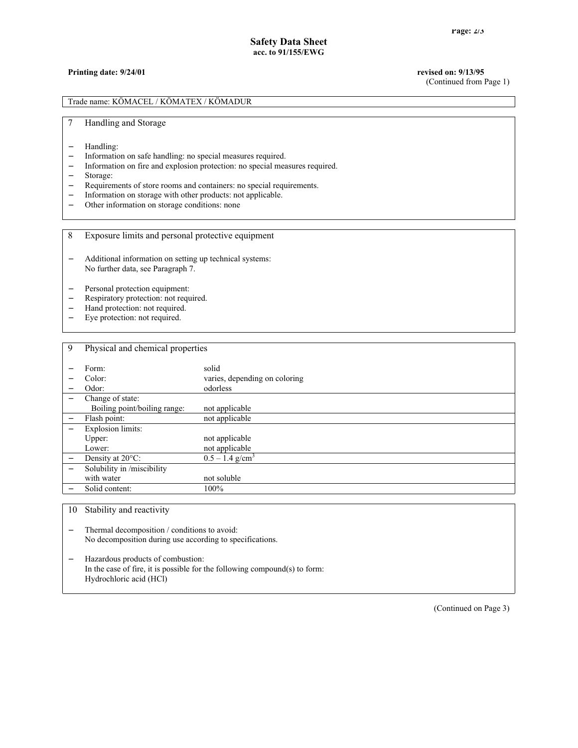**Safety Data Sheet**
**acc. to 91/155/EWG**

**Printing date: 9/24/01** **revised on: 9/13/95**

(Continued from Page 1)

Trade name: KÖMACEL / KÖMATEX / KÖMADUR

## 7 Handling and Storage

- Handling:
- Information on safe handling: no special measures required.
- Information on fire and explosion protection: no special measures required.
- Storage:
- Requirements of store rooms and containers: no special requirements.
- Information on storage with other products: not applicable.
- Other information on storage conditions: none

## 8 Exposure limits and personal protective equipment

- Additional information on setting up technical systems:
  No further data, see Paragraph 7.

- Personal protection equipment:
- Respiratory protection: not required.
- Hand protection: not required.
- Eye protection: not required.

## 9 Physical and chemical properties

| | |
|---|---|
| Form: | solid |
| Color: | varies, depending on coloring |
| Odor: | odorless |
| Change of state: Boiling point/boiling range: | not applicable |
| Flash point: | not applicable |
| Explosion limits: Upper: | not applicable |
| Lower: | not applicable |
| Density at 20°C: | 0.5 – 1.4 g/cm$^3$ |
| Solubility in /miscibility with water | not soluble |
| Solid content: | 100% |

## 10 Stability and reactivity

- Thermal decomposition / conditions to avoid:
  No decomposition during use according to specifications.

- Hazardous products of combustion:
  In the case of fire, it is possible for the following compound(s) to form:
  Hydrochloric acid (HCl)

(Continued on Page 3)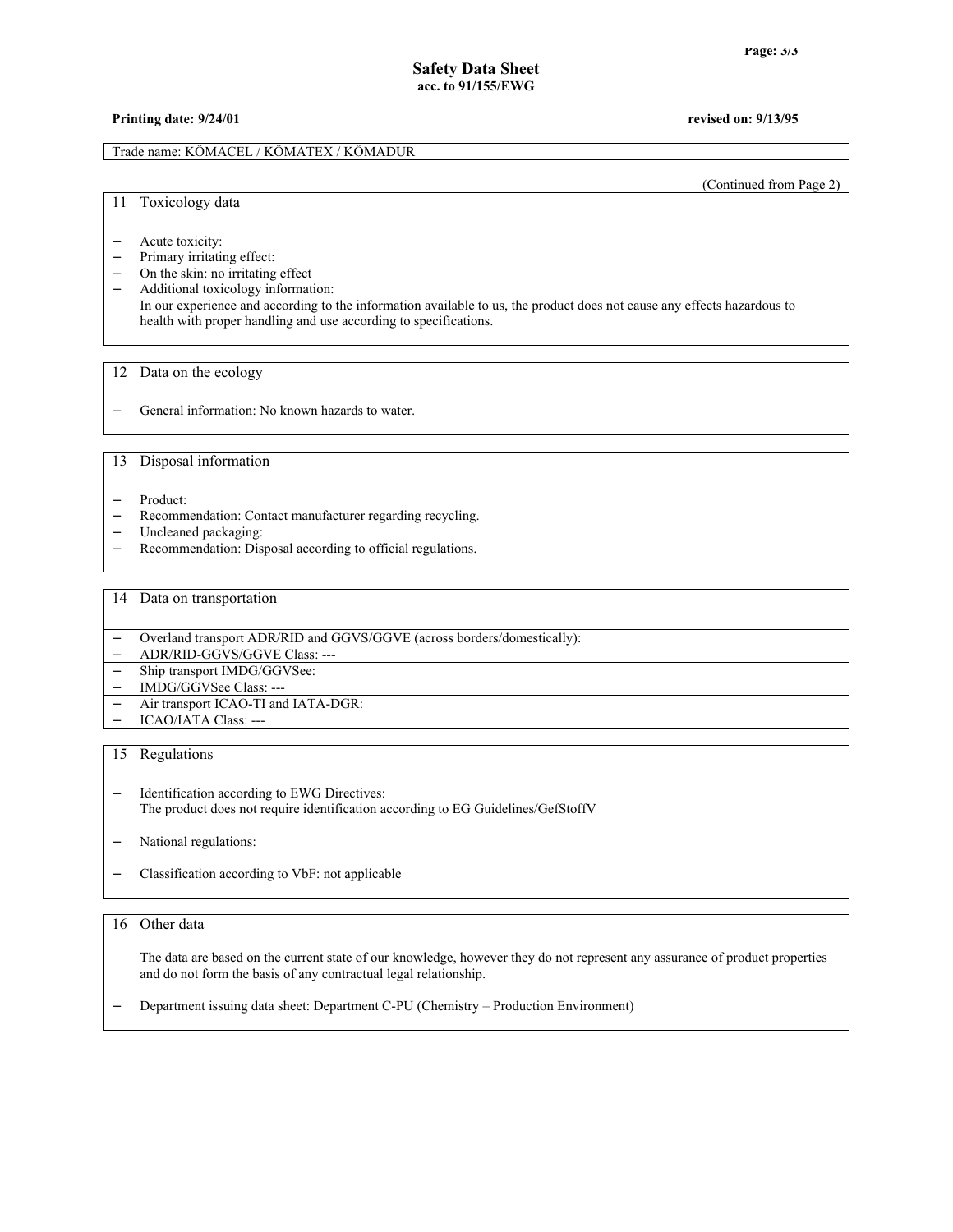**Safety Data Sheet**
**acc. to 91/155/EWG**

**Printing date: 9/24/01** **revised on: 9/13/95**

Trade name: KÖMACEL / KÖMATEX / KÖMADUR

(Continued from Page 2)

## 11 Toxicology data

- Acute toxicity:
- Primary irritating effect:
- On the skin: no irritating effect
- Additional toxicology information:
  In our experience and according to the information available to us, the product does not cause any effects hazardous to health with proper handling and use according to specifications.

## 12 Data on the ecology

- General information: No known hazards to water.

## 13 Disposal information

- Product:
- Recommendation: Contact manufacturer regarding recycling.
- Uncleaned packaging:
- Recommendation: Disposal according to official regulations.

## 14 Data on transportation

- Overland transport ADR/RID and GGVS/GGVE (across borders/domestically):
- ADR/RID-GGVS/GGVE Class: ---
- Ship transport IMDG/GGVSee:
- IMDG/GGVSee Class: ---
- Air transport ICAO-TI and IATA-DGR:
- ICAO/IATA Class: ---

## 15 Regulations

- Identification according to EWG Directives:
  The product does not require identification according to EG Guidelines/GefStoffV
- National regulations:
- Classification according to VbF: not applicable

## 16 Other data

The data are based on the current state of our knowledge, however they do not represent any assurance of product properties and do not form the basis of any contractual legal relationship.

- Department issuing data sheet: Department C-PU (Chemistry – Production Environment)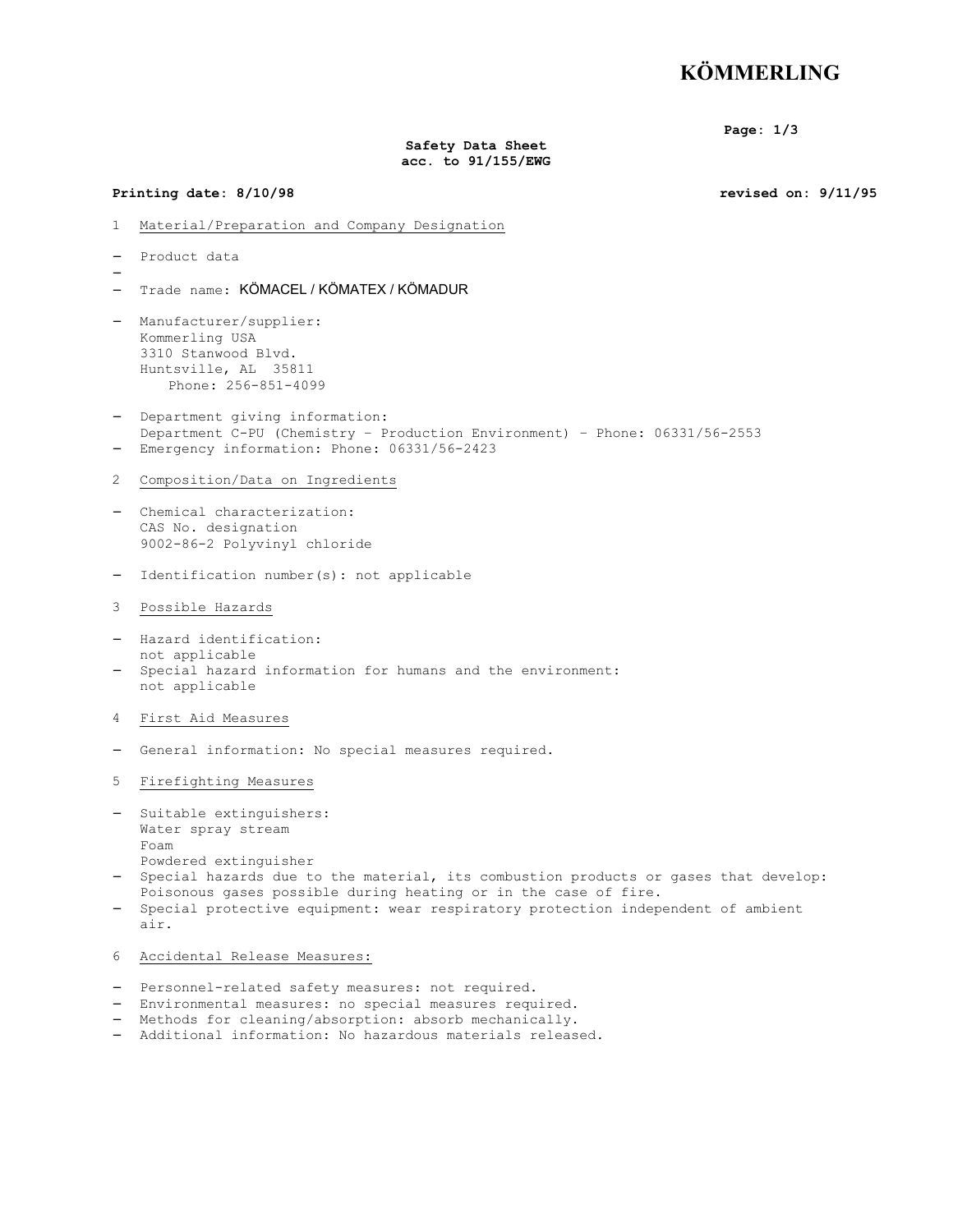# KÖMMERLING

**Safety Data Sheet**
**acc. to 91/155/EWG**

**Printing date: 8/10/98** **revised on: 9/11/95**

## 1 Material/Preparation and Company Designation

- Product data
- 
- Trade name: KÖMACEL / KÖMATEX / KÖMADUR

- Manufacturer/supplier:
  Kommerling USA
  3310 Stanwood Blvd.
  Huntsville, AL 35811
  Phone: 256-851-4099

- Department giving information:
  Department C-PU (Chemistry - Production Environment) - Phone: 06331/56-2553
- Emergency information: Phone: 06331/56-2423

## 2 Composition/Data on Ingredients

- Chemical characterization:
  CAS No. designation
  9002-86-2 Polyvinyl chloride

- Identification number(s): not applicable

## 3 Possible Hazards

- Hazard identification:
  not applicable
- Special hazard information for humans and the environment:
  not applicable

## 4 First Aid Measures

- General information: No special measures required.

## 5 Firefighting Measures

- Suitable extinguishers:
  Water spray stream
  Foam
  Powdered extinguisher
- Special hazards due to the material, its combustion products or gases that develop:
  Poisonous gases possible during heating or in the case of fire.
- Special protective equipment: wear respiratory protection independent of ambient air.

## 6 Accidental Release Measures:

- Personnel-related safety measures: not required.
- Environmental measures: no special measures required.
- Methods for cleaning/absorption: absorb mechanically.
- Additional information: No hazardous materials released.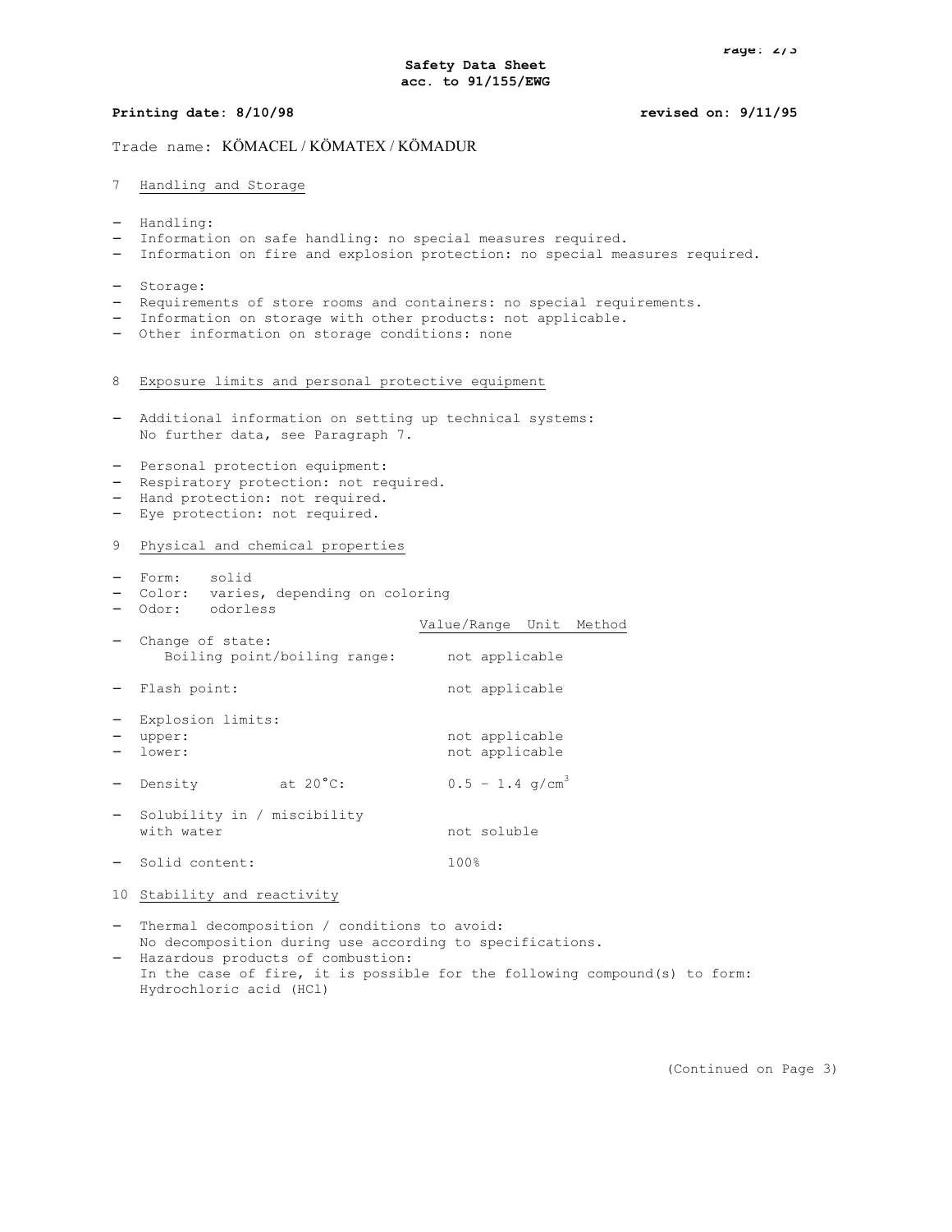**Safety Data Sheet**
**acc. to 91/155/EWG**

**Printing date: 8/10/98** **revised on: 9/11/95**

Trade name: KÖMACEL / KÖMATEX / KÖMADUR

## 7 Handling and Storage

- Handling:
- Information on safe handling: no special measures required.
- Information on fire and explosion protection: no special measures required.

- Storage:
- Requirements of store rooms and containers: no special requirements.
- Information on storage with other products: not applicable.
- Other information on storage conditions: none

## 8 Exposure limits and personal protective equipment

- Additional information on setting up technical systems:
  No further data, see Paragraph 7.

- Personal protection equipment:
- Respiratory protection: not required.
- Hand protection: not required.
- Eye protection: not required.

## 9 Physical and chemical properties

- Form: solid
- Color: varies, depending on coloring
- Odor: odorless

| | Value/Range Unit Method |
|---|---|
| - Change of state: Boiling point/boiling range: | not applicable |
| - Flash point: | not applicable |
| - Explosion limits: | |
| - upper: | not applicable |
| - lower: | not applicable |
| - Density at 20°C: | 0.5 – 1.4 g/cm$^3$ |
| - Solubility in / miscibility with water | not soluble |
| - Solid content: | 100% |

## 10 Stability and reactivity

- Thermal decomposition / conditions to avoid:
  No decomposition during use according to specifications.
- Hazardous products of combustion:
  In the case of fire, it is possible for the following compound(s) to form:
  Hydrochloric acid (HCl)

(Continued on Page 3)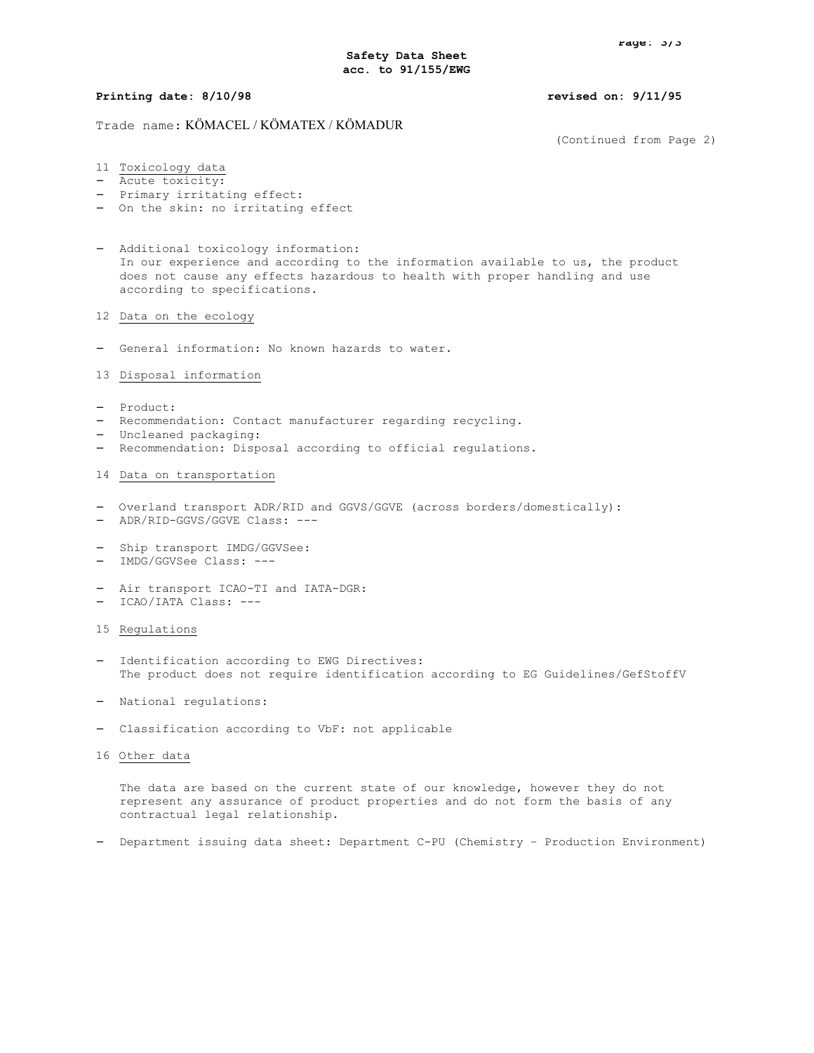**Safety Data Sheet**
**acc. to 91/155/EWG**

**Printing date: 8/10/98** **revised on: 9/11/95**

Trade name: KÖMACEL / KÖMATEX / KÖMADUR

(Continued from Page 2)

## 11 Toxicology data

- Acute toxicity:
- Primary irritating effect:
- On the skin: no irritating effect

- Additional toxicology information:
  In our experience and according to the information available to us, the product does not cause any effects hazardous to health with proper handling and use according to specifications.

## 12 Data on the ecology

- General information: No known hazards to water.

## 13 Disposal information

- Product:
- Recommendation: Contact manufacturer regarding recycling.
- Uncleaned packaging:
- Recommendation: Disposal according to official regulations.

## 14 Data on transportation

- Overland transport ADR/RID and GGVS/GGVE (across borders/domestically):
- ADR/RID-GGVS/GGVE Class: ---

- Ship transport IMDG/GGVSee:
- IMDG/GGVSee Class: ---

- Air transport ICAO-TI and IATA-DGR:
- ICAO/IATA Class: ---

## 15 Regulations

- Identification according to EWG Directives:
  The product does not require identification according to EG Guidelines/GefStoffV

- National regulations:

- Classification according to VbF: not applicable

## 16 Other data

The data are based on the current state of our knowledge, however they do not represent any assurance of product properties and do not form the basis of any contractual legal relationship.

- Department issuing data sheet: Department C-PU (Chemistry – Production Environment)